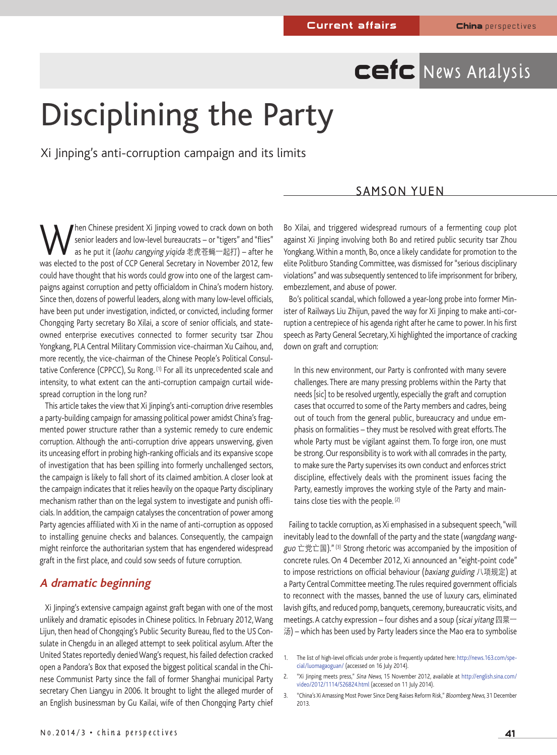# Disciplining the Party

## Xi Jinping's anti-corruption campaign and its limits

SAMSON YUEN

When Chinese president Xi Jinping vowed to crack down on both senior leaders and low-level bureaucrats – or "tigers" and "flies" as he put it (*laohu cangying yiqida* 老虎苍蝇一起打) – after he was elected to the post of CCP General Secretary in November 2012, few could have thought that his words could grow into one of the largest campaigns against corruption and petty officialdom in China's modern history. Since then, dozens of powerful leaders, along with many low-level officials, have been put under investigation, indicted, or convicted, including former Chongqing Party secretary Bo Xilai, a score of senior officials, and state-owned enterprise executives connected to former security tsar Zhou Yongkang, PLA Central Military Commission vice-chairman Xu Caihou, and, more recently, the vice-chairman of the Chinese People's Political Consultative Conference (CPPCC), Su Rong. [1] For all its unprecedented scale and intensity, to what extent can the anti-corruption campaign curtail widespread corruption in the long run?

This article takes the view that Xi Jinping's anti-corruption drive resembles a party-building campaign for amassing political power amidst China's fragmented power structure rather than a systemic remedy to cure endemic corruption. Although the anti-corruption drive appears unswerving, given its unceasing effort in probing high-ranking officials and its expansive scope of investigation that has been spilling into formerly unchallenged sectors, the campaign is likely to fall short of its claimed ambition. A closer look at the campaign indicates that it relies heavily on the opaque Party disciplinary mechanism rather than on the legal system to investigate and punish officials. In addition, the campaign catalyses the concentration of power among Party agencies affiliated with Xi in the name of anti-corruption as opposed to installing genuine checks and balances. Consequently, the campaign might reinforce the authoritarian system that has engendered widespread graft in the first place, and could sow seeds of future corruption.

## *A dramatic beginning*

Xi Jinping's extensive campaign against graft began with one of the most unlikely and dramatic episodes in Chinese politics. In February 2012, Wang Lijun, then head of Chongqing's Public Security Bureau, fled to the US Consulate in Chengdu in an alleged attempt to seek political asylum. After the United States reportedly denied Wang's request, his failed defection cracked open a Pandora's Box that exposed the biggest political scandal in the Chinese Communist Party since the fall of former Shanghai municipal Party secretary Chen Liangyu in 2006. It brought to light the alleged murder of an English businessman by Gu Kailai, wife of then Chongqing Party chief Bo Xilai, and triggered widespread rumours of a fermenting coup plot against Xi Jinping involving both Bo and retired public security tsar Zhou Yongkang. Within a month, Bo, once a likely candidate for promotion to the elite Politburo Standing Committee, was dismissed for "serious disciplinary violations" and was subsequently sentenced to life imprisonment for bribery, embezzlement, and abuse of power.

Bo's political scandal, which followed a year-long probe into former Minister of Railways Liu Zhijun, paved the way for Xi Jinping to make anti-corruption a centrepiece of his agenda right after he came to power. In his first speech as Party General Secretary, Xi highlighted the importance of cracking down on graft and corruption:

> In this new environment, our Party is confronted with many severe challenges. There are many pressing problems within the Party that needs [sic] to be resolved urgently, especially the graft and corruption cases that occurred to some of the Party members and cadres, being out of touch from the general public, bureaucracy and undue emphasis on formalities – they must be resolved with great efforts. The whole Party must be vigilant against them. To forge iron, one must be strong. Our responsibility is to work with all comrades in the party, to make sure the Party supervises its own conduct and enforces strict discipline, effectively deals with the prominent issues facing the Party, earnestly improves the working style of the Party and maintains close ties with the people. [2]

Failing to tackle corruption, as Xi emphasised in a subsequent speech, "will inevitably lead to the downfall of the party and the state (*wangdang wangguo* 亡党亡国)." [3] Strong rhetoric was accompanied by the imposition of concrete rules. On 4 December 2012, Xi announced an "eight-point code" to impose restrictions on official behaviour (*baxiang guiding* 八项规定) at a Party Central Committee meeting. The rules required government officials to reconnect with the masses, banned the use of luxury cars, eliminated lavish gifts, and reduced pomp, banquets, ceremony, bureaucratic visits, and meetings. A catchy expression – four dishes and a soup (*sicai yitang* 四菜一汤) – which has been used by Party leaders since the Mao era to symbolise

1. The list of high-level officials under probe is frequently updated here: http://news.163.com/special/luomagaoguan/ (accessed on 16 July 2014).
2. "Xi Jinping meets press," *Sina News*, 15 November 2012, available at http://english.sina.com/video/2012/1114/526824.html (accessed on 11 July 2014).
3. "China's Xi Amassing Most Power Since Deng Raises Reform Risk," *Bloomberg News*, 31 December 2013.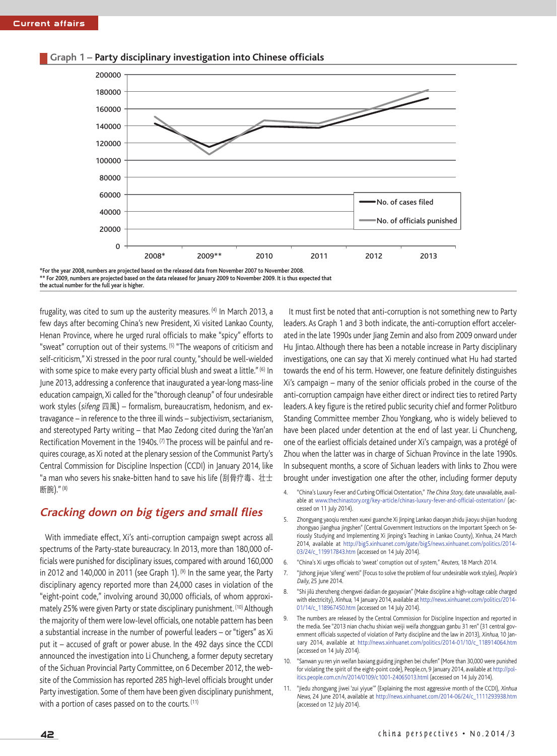Graph 1 – Party disciplinary investigation into Chinese officials

200000
180000
160000
140000
120000
100000
80000
60000
40000
20000
0

2008* 2009** 2010 2011 2012 2013

No. of cases filed
No. of officials punished

*For the year 2008, numbers are projected based on the released data from November 2007 to November 2008.
** For 2009, numbers are projected based on the data released for January 2009 to November 2009. It is thus expected that the actual number for the full year is higher.

frugality, was cited to sum up the austerity measures. [4] In March 2013, a few days after becoming China's new President, Xi visited Lankao County, Henan Province, where he urged rural officials to make "spicy" efforts to "sweat" corruption out of their systems. [5] "The weapons of criticism and self-criticism," Xi stressed in the poor rural county, "should be well-wielded with some spice to make every party official blush and sweat a little." [6] In June 2013, addressing a conference that inaugurated a year-long mass-line education campaign, Xi called for the "thorough cleanup" of four undesirable work styles (*sifeng* 四風) – formalism, bureaucratism, hedonism, and extravagance – in reference to the three ill winds – subjectivism, sectarianism, and stereotyped Party writing – that Mao Zedong cited during the Yan'an Rectification Movement in the 1940s. [7] The process will be painful and requires courage, as Xi noted at the plenary session of the Communist Party's Central Commission for Discipline Inspection (CCDI) in January 2014, like "a man who severs his snake-bitten hand to save his life (刮骨疗毒、壮士断腕)." [8]

## Cracking down on big tigers and small flies

With immediate effect, Xi's anti-corruption campaign swept across all spectrums of the Party-state bureaucracy. In 2013, more than 180,000 officials were punished for disciplinary issues, compared with around 160,000 in 2012 and 140,000 in 2011 (see Graph 1). [9] In the same year, the Party disciplinary agency reported more than 24,000 cases in violation of the "eight-point code," involving around 30,000 officials, of whom approximately 25% were given Party or state disciplinary punishment. [10] Although the majority of them were low-level officials, one notable pattern has been a substantial increase in the number of powerful leaders – or "tigers" as Xi put it – accused of graft or power abuse. In the 492 days since the CCDI announced the investigation into Li Chuncheng, a former deputy secretary of the Sichuan Provincial Party Committee, on 6 December 2012, the website of the Commission has reported 285 high-level officials brought under Party investigation. Some of them have been given disciplinary punishment, with a portion of cases passed on to the courts. [11]

It must first be noted that anti-corruption is not something new to Party leaders. As Graph 1 and 3 both indicate, the anti-corruption effort accelerated in the late 1990s under Jiang Zemin and also from 2009 onward under Hu Jintao. Although there has been a notable increase in Party disciplinary investigations, one can say that Xi merely continued what Hu had started towards the end of his term. However, one feature definitely distinguishes Xi's campaign – many of the senior officials probed in the course of the anti-corruption campaign have either direct or indirect ties to retired Party leaders. A key figure is the retired public security chief and former Politburo Standing Committee member Zhou Yongkang, who is widely believed to have been placed under detention at the end of last year. Li Chuncheng, one of the earliest officials detained under Xi's campaign, was a protégé of Zhou when the latter was in charge of Sichuan Province in the late 1990s. In subsequent months, a score of Sichuan leaders with links to Zhou were brought under investigation one after the other, including former deputy

4. "China's Luxury Fever and Curbing Official Ostentation," *The China Story*, date unavailable, available at www.thechinastory.org/key-article/chinas-luxury-fever-and-official-ostentation/ (accessed on 11 July 2014).
5. Zhongyang yaoqiu renzhen xuexi guanche Xi Jinping Lankao diaoyan zhidu jiaoyu shijian huodong zhongyao jianghua jingshen" (Central Government Instructions on the Important Speech on Seriously Studying and Implementing Xi Jinping's Teaching in Lankao County), Xinhua, 24 March 2014, available at http://big5.xinhuanet.com/gate/big5/news.xinhuanet.com/politics/2014-03/24/c_119917843.htm (accessed on 14 July 2014).
6. "China's Xi urges officials to 'sweat' corruption out of system," *Reuters*, 18 March 2014.
7. "Jizhong jiejue 'sifeng' wenti" (Focus to solve the problem of four undesirable work styles), *People's Daily*, 25 June 2014.
8. "Shi jilü zhenzheng chengwei daidian de gaoyaxian" (Make discipline a high-voltage cable charged with electricity), *Xinhua*, 14 January 2014, available at http://news.xinhuanet.com/politics/2014-01/14/c_118967450.htm (accessed on 14 July 2014).
9. The numbers are released by the Central Commission for Discipline Inspection and reported in the media. See "2013 nian chachu shixian weiji weifa zhongguan ganbu 31 ren" (31 central government officials suspected of violation of Party discipline and the law in 2013), *Xinhua*, 10 January 2014, available at http://news.xinhuanet.com/politics/2014-01/10/c_118914064.htm (accessed on 14 July 2014).
10. "Sanwan yu ren yin weifan baxiang guiding jingshen bei chufen" (More than 30,000 were punished for violating the spirit of the eight-point code), People.cn, 9 January 2014, available at http://politics.people.com.cn/n/2014/0109/c1001-24065013.html (accessed on 14 July 2014).
11. "Jiedu zhongyang jiwei 'zui yiyue'" (Explaining the most aggressive month of the CCDI), *Xinhua News*, 24 June 2014, available at http://news.xinhuanet.com/2014-06/24/c_1111293938.htm (accessed on 12 July 2014).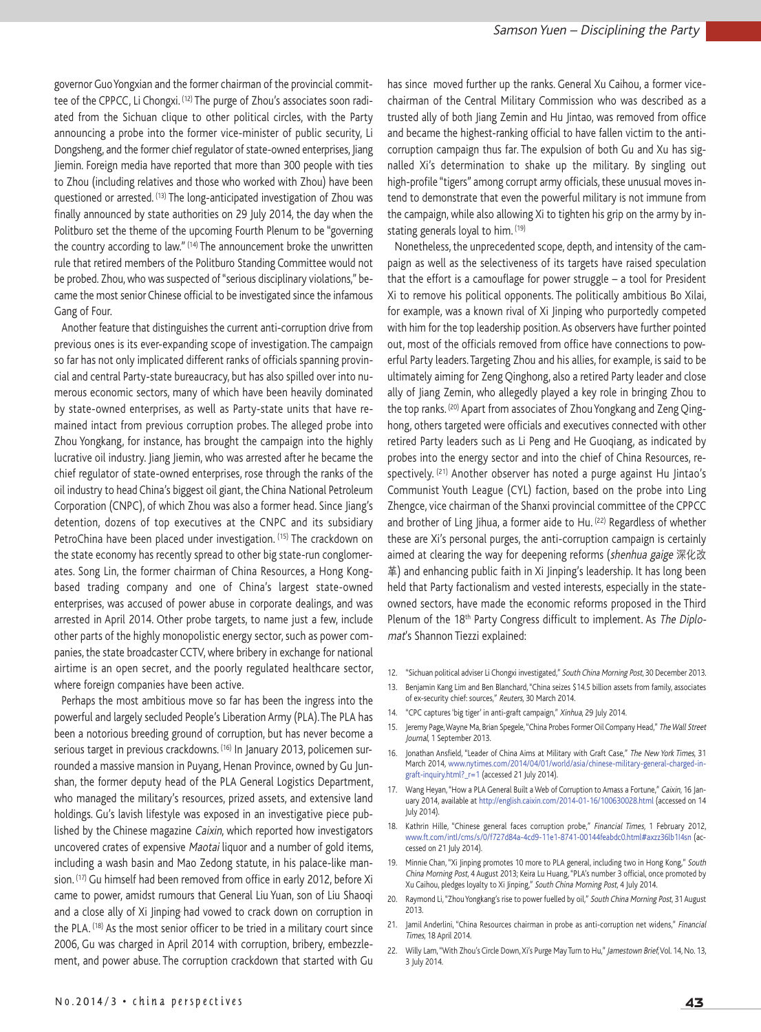governor Guo Yongxian and the former chairman of the provincial committee of the CPPCC, Li Chongxi. [12] The purge of Zhou's associates soon radiated from the Sichuan clique to other political circles, with the Party announcing a probe into the former vice-minister of public security, Li Dongsheng, and the former chief regulator of state-owned enterprises, Jiang Jiemin. Foreign media have reported that more than 300 people with ties to Zhou (including relatives and those who worked with Zhou) have been questioned or arrested. [13] The long-anticipated investigation of Zhou was finally announced by state authorities on 29 July 2014, the day when the Politburo set the theme of the upcoming Fourth Plenum to be "governing the country according to law." [14] The announcement broke the unwritten rule that retired members of the Politburo Standing Committee would not be probed. Zhou, who was suspected of "serious disciplinary violations," became the most senior Chinese official to be investigated since the infamous Gang of Four.

Another feature that distinguishes the current anti-corruption drive from previous ones is its ever-expanding scope of investigation. The campaign so far has not only implicated different ranks of officials spanning provincial and central Party-state bureaucracy, but has also spilled over into numerous economic sectors, many of which have been heavily dominated by state-owned enterprises, as well as Party-state units that have remained intact from previous corruption probes. The alleged probe into Zhou Yongkang, for instance, has brought the campaign into the highly lucrative oil industry. Jiang Jiemin, who was arrested after he became the chief regulator of state-owned enterprises, rose through the ranks of the oil industry to head China's biggest oil giant, the China National Petroleum Corporation (CNPC), of which Zhou was also a former head. Since Jiang's detention, dozens of top executives at the CNPC and its subsidiary PetroChina have been placed under investigation. [15] The crackdown on the state economy has recently spread to other big state-run conglomerates. Song Lin, the former chairman of China Resources, a Hong Kong-based trading company and one of China's largest state-owned enterprises, was accused of power abuse in corporate dealings, and was arrested in April 2014. Other probe targets, to name just a few, include other parts of the highly monopolistic energy sector, such as power companies, the state broadcaster CCTV, where bribery in exchange for national airtime is an open secret, and the poorly regulated healthcare sector, where foreign companies have been active.

Perhaps the most ambitious move so far has been the ingress into the powerful and largely secluded People's Liberation Army (PLA). The PLA has been a notorious breeding ground of corruption, but has never become a serious target in previous crackdowns. [16] In January 2013, policemen surrounded a massive mansion in Puyang, Henan Province, owned by Gu Junshan, the former deputy head of the PLA General Logistics Department, who managed the military's resources, prized assets, and extensive land holdings. Gu's lavish lifestyle was exposed in an investigative piece published by the Chinese magazine *Caixin*, which reported how investigators uncovered crates of expensive *Maotai* liquor and a number of gold items, including a wash basin and Mao Zedong statute, in his palace-like mansion. [17] Gu himself had been removed from office in early 2012, before Xi came to power, amidst rumours that General Liu Yuan, son of Liu Shaoqi and a close ally of Xi Jinping had vowed to crack down on corruption in the PLA. [18] As the most senior officer to be tried in a military court since 2006, Gu was charged in April 2014 with corruption, bribery, embezzlement, and power abuse. The corruption crackdown that started with Gu has since moved further up the ranks. General Xu Caihou, a former vice-chairman of the Central Military Commission who was described as a trusted ally of both Jiang Zemin and Hu Jintao, was removed from office and became the highest-ranking official to have fallen victim to the anti-corruption campaign thus far. The expulsion of both Gu and Xu has signalled Xi's determination to shake up the military. By singling out high-profile "tigers" among corrupt army officials, these unusual moves intend to demonstrate that even the powerful military is not immune from the campaign, while also allowing Xi to tighten his grip on the army by instating generals loyal to him. [19]

Nonetheless, the unprecedented scope, depth, and intensity of the campaign as well as the selectiveness of its targets have raised speculation that the effort is a camouflage for power struggle – a tool for President Xi to remove his political opponents. The politically ambitious Bo Xilai, for example, was a known rival of Xi Jinping who purportedly competed with him for the top leadership position. As observers have further pointed out, most of the officials removed from office have connections to powerful Party leaders. Targeting Zhou and his allies, for example, is said to be ultimately aiming for Zeng Qinghong, also a retired Party leader and close ally of Jiang Zemin, who allegedly played a key role in bringing Zhou to the top ranks. [20] Apart from associates of Zhou Yongkang and Zeng Qinghong, others targeted were officials and executives connected with other retired Party leaders such as Li Peng and He Guoqiang, as indicated by probes into the energy sector and into the chief of China Resources, respectively. [21] Another observer has noted a purge against Hu Jintao's Communist Youth League (CYL) faction, based on the probe into Ling Zhengce, vice chairman of the Shanxi provincial committee of the CPPCC and brother of Ling Jihua, a former aide to Hu. [22] Regardless of whether these are Xi's personal purges, the anti-corruption campaign is certainly aimed at clearing the way for deepening reforms (*shenhua gaige* 深化改革) and enhancing public faith in Xi Jinping's leadership. It has long been held that Party factionalism and vested interests, especially in the state-owned sectors, have made the economic reforms proposed in the Third Plenum of the 18th Party Congress difficult to implement. As *The Diplomat*'s Shannon Tiezzi explained:

12. "Sichuan political adviser Li Chongxi investigated," *South China Morning Post*, 30 December 2013.
13. Benjamin Kang Lim and Ben Blanchard, "China seizes $14.5 billion assets from family, associates of ex-security chief: sources," *Reuters*, 30 March 2014.
14. "CPC captures 'big tiger' in anti-graft campaign," *Xinhua*, 29 July 2014.
15. Jeremy Page, Wayne Ma, Brian Spegele, "China Probes Former Oil Company Head," *The Wall Street Journal*, 1 September 2013.
16. Jonathan Ansfield, "Leader of China Aims at Military with Graft Case," *The New York Times*, 31 March 2014, www.nytimes.com/2014/04/01/world/asia/chinese-military-general-charged-in-graft-inquiry.html?_r=1 (accessed 21 July 2014).
17. Wang Heyan, "How a PLA General Built a Web of Corruption to Amass a Fortune," *Caixin*, 16 January 2014, available at http://english.caixin.com/2014-01-16/100630028.html (accessed on 14 July 2014).
18. Kathrin Hille, "Chinese general faces corruption probe," *Financial Times*, 1 February 2012, www.ft.com/intl/cms/s/0/f727d84a-4cd9-11e1-8741-00144feabdc0.html#axzz36lb1l4sn (accessed on 21 July 2014).
19. Minnie Chan, "Xi Jinping promotes 10 more to PLA general, including two in Hong Kong," *South China Morning Post*, 4 August 2013; Keira Lu Huang, "PLA's number 3 official, once promoted by Xu Caihou, pledges loyalty to Xi Jinping," *South China Morning Post*, 4 July 2014.
20. Raymond Li, "Zhou Yongkang's rise to power fuelled by oil," *South China Morning Post*, 31 August 2013.
21. Jamil Anderlini, "China Resources chairman in probe as anti-corruption net widens," *Financial Times*, 18 April 2014.
22. Willy Lam, "With Zhou's Circle Down, Xi's Purge May Turn to Hu," *Jamestown Brief*, Vol. 14, No. 13, 3 July 2014.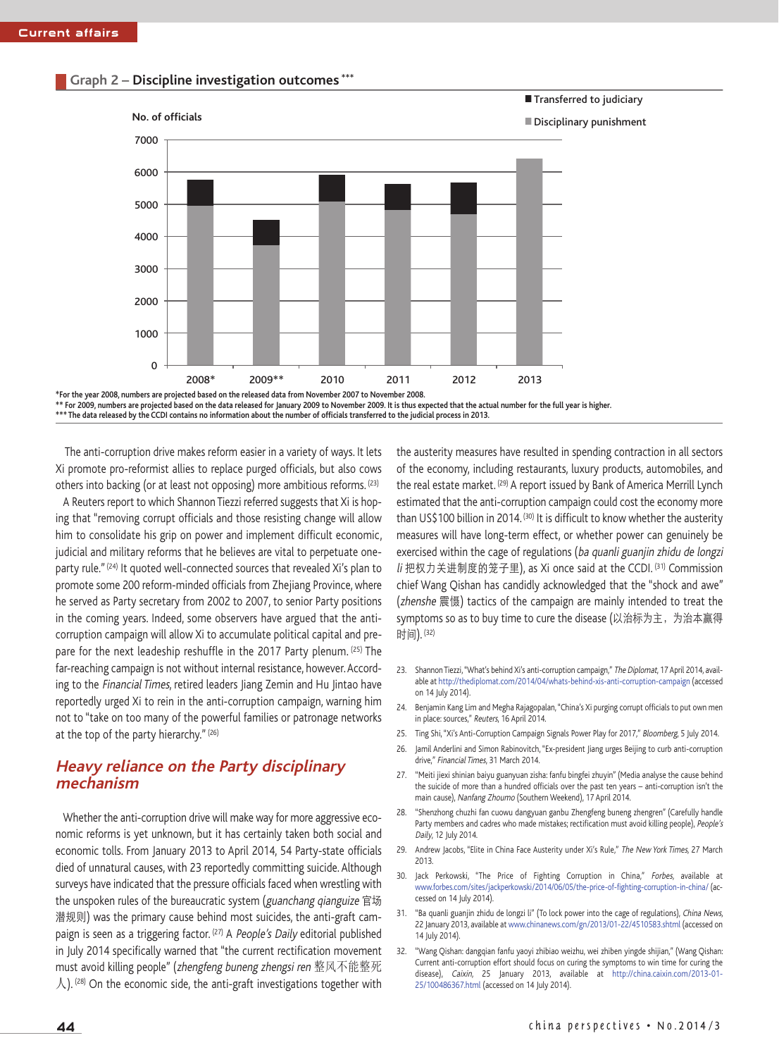## Graph 2 – Discipline investigation outcomes ***

No. of officials

Transferred to judiciary

Disciplinary punishment

7000
6000
5000
4000
3000
2000
1000
0

2008* 2009** 2010 2011 2012 2013

*For the year 2008, numbers are projected based on the released data from November 2007 to November 2008.
** For 2009, numbers are projected based on the data released for January 2009 to November 2009. It is thus expected that the actual number for the full year is higher.
*** The data released by the CCDI contains no information about the number of officials transferred to the judicial process in 2013.

The anti-corruption drive makes reform easier in a variety of ways. It lets Xi promote pro-reformist allies to replace purged officials, but also cows others into backing (or at least not opposing) more ambitious reforms. [23]

A Reuters report to which Shannon Tiezzi referred suggests that Xi is hoping that "removing corrupt officials and those resisting change will allow him to consolidate his grip on power and implement difficult economic, judicial and military reforms that he believes are vital to perpetuate one-party rule." [24] It quoted well-connected sources that revealed Xi's plan to promote some 200 reform-minded officials from Zhejiang Province, where he served as Party secretary from 2002 to 2007, to senior Party positions in the coming years. Indeed, some observers have argued that the anti-corruption campaign will allow Xi to accumulate political capital and prepare for the next leadership reshuffle in the 2017 Party plenum. [25] The far-reaching campaign is not without internal resistance, however. According to the *Financial Times*, retired leaders Jiang Zemin and Hu Jintao have reportedly urged Xi to rein in the anti-corruption campaign, warning him not to "take on too many of the powerful families or patronage networks at the top of the party hierarchy." [26]

## Heavy reliance on the Party disciplinary mechanism

Whether the anti-corruption drive will make way for more aggressive economic reforms is yet unknown, but it has certainly taken both social and economic tolls. From January 2013 to April 2014, 54 Party-state officials died of unnatural causes, with 23 reportedly committing suicide. Although surveys have indicated that the pressure officials faced when wrestling with the unspoken rules of the bureaucratic system (*guanchang qianguize* 官场潜规则) was the primary cause behind most suicides, the anti-graft campaign is seen as a triggering factor. [27] A *People's Daily* editorial published in July 2014 specifically warned that "the current rectification movement must avoid killing people" (*zhengfeng buneng zhengsi ren* 整风不能整死人). [28] On the economic side, the anti-graft investigations together with the austerity measures have resulted in spending contraction in all sectors of the economy, including restaurants, luxury products, automobiles, and the real estate market. [29] A report issued by Bank of America Merrill Lynch estimated that the anti-corruption campaign could cost the economy more than US$100 billion in 2014. [30] It is difficult to know whether the austerity measures will have long-term effect, or whether power can genuinely be exercised within the cage of regulations (*ba quanli guanjin zhidu de longzi li* 把权力关进制度的笼子里), as Xi once said at the CCDI. [31] Commission chief Wang Qishan has candidly acknowledged that the "shock and awe" (*zhenshe* 震慑) tactics of the campaign are mainly intended to treat the symptoms so as to buy time to cure the disease (以治标为主，为治本赢得时间). [32]

23. Shannon Tiezzi, "What's behind Xi's anti-corruption campaign," *The Diplomat*, 17 April 2014, available at http://thediplomat.com/2014/04/whats-behind-xis-anti-corruption-campaign (accessed on 14 July 2014).
24. Benjamin Kang Lim and Megha Rajagopalan, "China's Xi purging corrupt officials to put own men in place: sources," *Reuters*, 16 April 2014.
25. Ting Shi, "Xi's Anti-Corruption Campaign Signals Power Play for 2017," *Bloomberg*, 5 July 2014.
26. Jamil Anderlini and Simon Rabinovitch, "Ex-president Jiang urges Beijing to curb anti-corruption drive," *Financial Times*, 31 March 2014.
27. "Meiti jiexi shinian baiyu guanyuan zisha: fanfu bingfei zhuyin" (Media analyse the cause behind the suicide of more than a hundred officials over the past ten years – anti-corruption isn't the main cause), *Nanfang Zhoumo* (Southern Weekend), 17 April 2014.
28. "Shenzhong chuzhi fan cuowu dangyuan ganbu Zhengfeng buneng zhengren" (Carefully handle Party members and cadres who made mistakes; rectification must avoid killing people), *People's Daily*, 12 July 2014.
29. Andrew Jacobs, "Elite in China Face Austerity under Xi's Rule," *The New York Times*, 27 March 2013.
30. Jack Perkowski, "The Price of Fighting Corruption in China," *Forbes*, available at www.forbes.com/sites/jackperkowski/2014/06/05/the-price-of-fighting-corruption-in-china/ (accessed on 14 July 2014).
31. "Ba quanli guanjin zhidu de longzi li" (To lock power into the cage of regulations), *China News*, 22 January 2013, available at www.chinanews.com/gn/2013/01-22/4510583.shtml (accessed on 14 July 2014).
32. "Wang Qishan: dangqian fanfu yaoyi zhibiao weizhu, wei zhiben yingde shijian," (Wang Qishan: Current anti-corruption effort should focus on curing the symptoms to win time for curing the disease), *Caixin*, 25 January 2013, available at http://china.caixin.com/2013-01-25/100486367.html (accessed on 14 July 2014).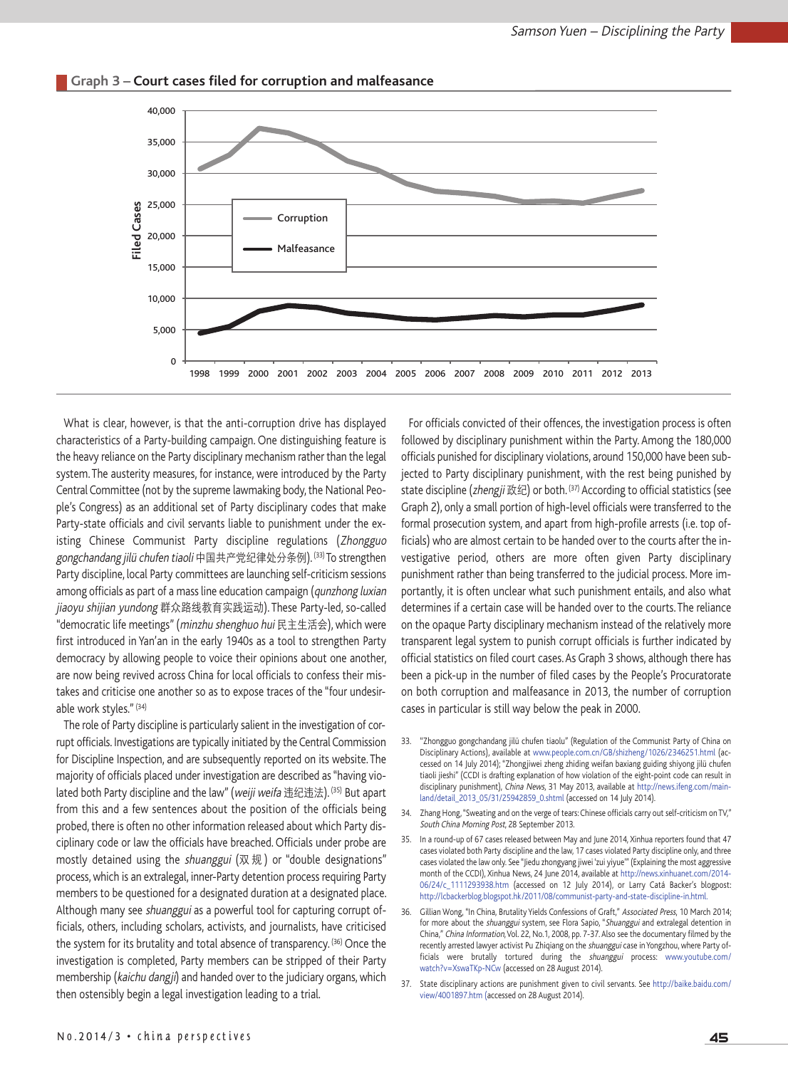**Graph 3 – Court cases filed for corruption and malfeasance**

Filed Cases

40,000
35,000
30,000
25,000
20,000
15,000
10,000
5,000
0

1998 1999 2000 2001 2002 2003 2004 2005 2006 2007 2008 2009 2010 2011 2012 2013

Corruption

Malfeasance

What is clear, however, is that the anti-corruption drive has displayed characteristics of a Party-building campaign. One distinguishing feature is the heavy reliance on the Party disciplinary mechanism rather than the legal system. The austerity measures, for instance, were introduced by the Party Central Committee (not by the supreme lawmaking body, the National People's Congress) as an additional set of Party disciplinary codes that make Party-state officials and civil servants liable to punishment under the existing Chinese Communist Party discipline regulations (*Zhongguo gongchandang jilü chufen tiaoli* 中国共产党纪律处分条例).[33] To strengthen Party discipline, local Party committees are launching self-criticism sessions among officials as part of a mass line education campaign (*qunzhong luxian jiaoyu shijian yundong* 群众路线教育实践运动). These Party-led, so-called "democratic life meetings" (*minzhu shenghuo hui* 民主生活会), which were first introduced in Yan'an in the early 1940s as a tool to strengthen Party democracy by allowing people to voice their opinions about one another, are now being revived across China for local officials to confess their mistakes and criticise one another so as to expose traces of the "four undesirable work styles."[34]

The role of Party discipline is particularly salient in the investigation of corrupt officials. Investigations are typically initiated by the Central Commission for Discipline Inspection, and are subsequently reported on its website. The majority of officials placed under investigation are described as "having violated both Party discipline and the law" (*weiji weifa* 违纪违法).[35] But apart from this and a few sentences about the position of the officials being probed, there is often no other information released about which Party disciplinary code or law the officials have breached. Officials under probe are mostly detained using the *shuanggui* (双规) or "double designations" process, which is an extralegal, inner-Party detention process requiring Party members to be questioned for a designated duration at a designated place. Although many see *shuanggui* as a powerful tool for capturing corrupt officials, others, including scholars, activists, and journalists, have criticised the system for its brutality and total absence of transparency.[36] Once the investigation is completed, Party members can be stripped of their Party membership (*kaichu dangji*) and handed over to the judiciary organs, which then ostensibly begin a legal investigation leading to a trial.

For officials convicted of their offences, the investigation process is often followed by disciplinary punishment within the Party. Among the 180,000 officials punished for disciplinary violations, around 150,000 have been subjected to Party disciplinary punishment, with the rest being punished by state discipline (*zhengji* 政纪) or both.[37] According to official statistics (see Graph 2), only a small portion of high-level officials were transferred to the formal prosecution system, and apart from high-profile arrests (i.e. top officials) who are almost certain to be handed over to the courts after the investigative period, others are more often given Party disciplinary punishment rather than being transferred to the judicial process. More importantly, it is often unclear what such punishment entails, and also what determines if a certain case will be handed over to the courts. The reliance on the opaque Party disciplinary mechanism instead of the relatively more transparent legal system to punish corrupt officials is further indicated by official statistics on filed court cases. As Graph 3 shows, although there has been a pick-up in the number of filed cases by the People's Procuratorate on both corruption and malfeasance in 2013, the number of corruption cases in particular is still way below the peak in 2000.

33. "Zhongguo gongchandang jilü chufen tiaolu" (Regulation of the Communist Party of China on Disciplinary Actions), available at www.people.com.cn/GB/shizheng/1026/2346251.html (accessed on 14 July 2014); "Zhongjiwei zheng zhiding weifan baxiang guiding shiyong jilü chufen tiaoli jieshi" (CCDI is drafting explanation of how violation of the eight-point code can result in disciplinary punishment), *China News*, 31 May 2013, available at http://news.ifeng.com/mainland/detail_2013_05/31/25942859_0.shtml (accessed on 14 July 2014).

34. Zhang Hong, "Sweating and on the verge of tears: Chinese officials carry out self-criticism on TV," *South China Morning Post*, 28 September 2013.

35. In a round-up of 67 cases released between May and June 2014, Xinhua reporters found that 47 cases violated both Party discipline and the law, 17 cases violated Party discipline only, and three cases violated the law only. See "Jiedu zhongyang jiwei 'zui yiyue'" (Explaining the most aggressive month of the CCDI), Xinhua News, 24 June 2014, available at http://news.xinhuanet.com/2014-06/24/c_1111293938.htm (accessed on 12 July 2014), or Larry Catá Backer's blogpost: http://lcbackerblog.blogspot.hk/2011/08/communist-party-and-state-discipline-in.html.

36. Gillian Wong, "In China, Brutality Yields Confessions of Graft," *Associated Press*, 10 March 2014; for more about the *shuanggui* system, see Flora Sapio, "*Shuanggui* and extralegal detention in China," *China Information*, Vol. 22, No. 1, 2008, pp. 7-37. Also see the documentary filmed by the recently arrested lawyer activist Pu Zhiqiang on the *shuanggui* case in Yongzhou, where Party officials were brutally tortured during the *shuanggui* process: www.youtube.com/watch?v=XswaTKp-NCw (accessed on 28 August 2014).

37. State disciplinary actions are punishment given to civil servants. See http://baike.baidu.com/view/4001897.htm (accessed on 28 August 2014).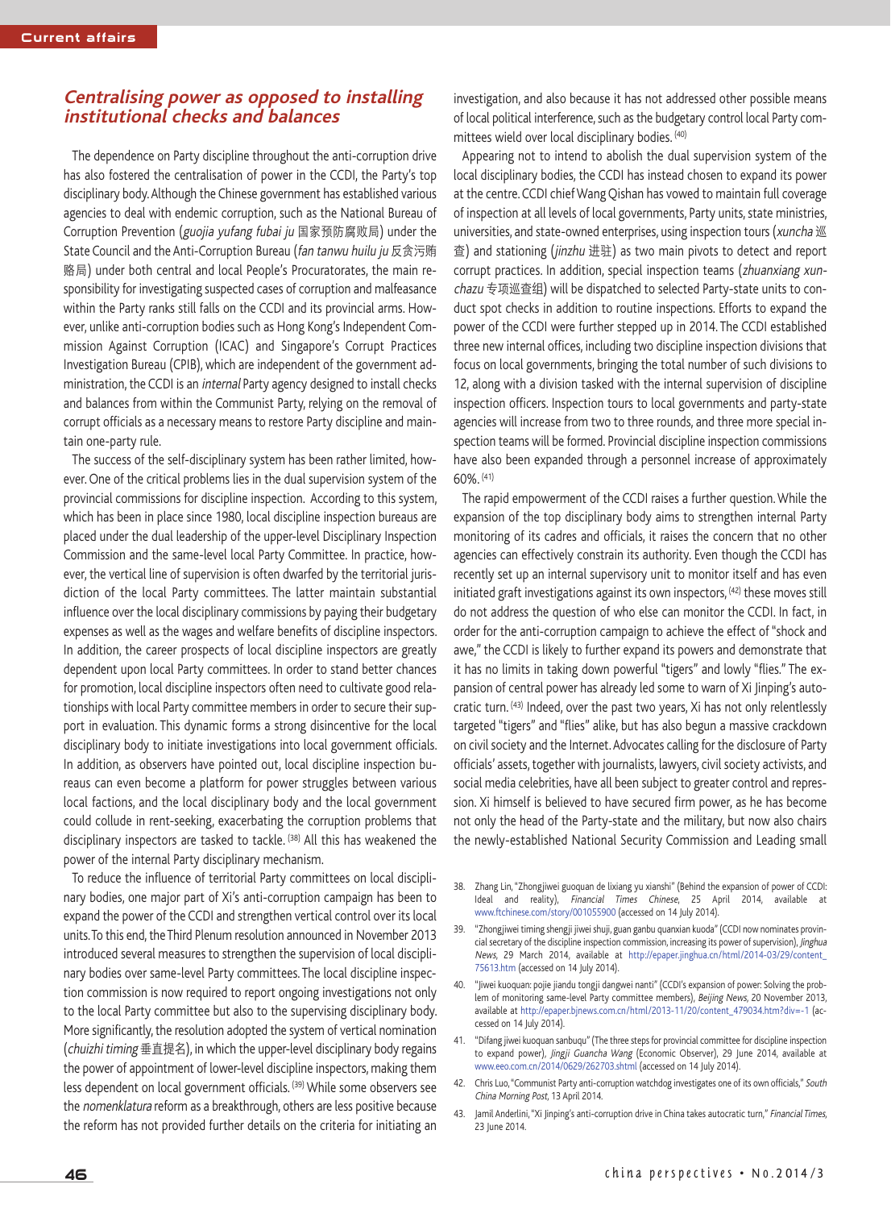## *Centralising power as opposed to installing institutional checks and balances*

The dependence on Party discipline throughout the anti-corruption drive has also fostered the centralisation of power in the CCDI, the Party's top disciplinary body. Although the Chinese government has established various agencies to deal with endemic corruption, such as the National Bureau of Corruption Prevention (*guojia yufang fubai ju* 国家预防腐败局) under the State Council and the Anti-Corruption Bureau (*fan tanwu huilu ju* 反贪污贿赂局) under both central and local People's Procuratorates, the main responsibility for investigating suspected cases of corruption and malfeasance within the Party ranks still falls on the CCDI and its provincial arms. However, unlike anti-corruption bodies such as Hong Kong's Independent Commission Against Corruption (ICAC) and Singapore's Corrupt Practices Investigation Bureau (CPIB), which are independent of the government administration, the CCDI is an *internal* Party agency designed to install checks and balances from within the Communist Party, relying on the removal of corrupt officials as a necessary means to restore Party discipline and maintain one-party rule.

The success of the self-disciplinary system has been rather limited, however. One of the critical problems lies in the dual supervision system of the provincial commissions for discipline inspection. According to this system, which has been in place since 1980, local discipline inspection bureaus are placed under the dual leadership of the upper-level Disciplinary Inspection Commission and the same-level local Party Committee. In practice, however, the vertical line of supervision is often dwarfed by the territorial jurisdiction of the local Party committees. The latter maintain substantial influence over the local disciplinary commissions by paying their budgetary expenses as well as the wages and welfare benefits of discipline inspectors. In addition, the career prospects of local discipline inspectors are greatly dependent upon local Party committees. In order to stand better chances for promotion, local discipline inspectors often need to cultivate good relationships with local Party committee members in order to secure their support in evaluation. This dynamic forms a strong disincentive for the local disciplinary body to initiate investigations into local government officials. In addition, as observers have pointed out, local discipline inspection bureaus can even become a platform for power struggles between various local factions, and the local disciplinary body and the local government could collude in rent-seeking, exacerbating the corruption problems that disciplinary inspectors are tasked to tackle. [38] All this has weakened the power of the internal Party disciplinary mechanism.

To reduce the influence of territorial Party committees on local disciplinary bodies, one major part of Xi's anti-corruption campaign has been to expand the power of the CCDI and strengthen vertical control over its local units. To this end, the Third Plenum resolution announced in November 2013 introduced several measures to strengthen the supervision of local disciplinary bodies over same-level Party committees. The local discipline inspection commission is now required to report ongoing investigations not only to the local Party committee but also to the supervising disciplinary body. More significantly, the resolution adopted the system of vertical nomination (*chuizhi timing* 垂直提名), in which the upper-level disciplinary body regains the power of appointment of lower-level discipline inspectors, making them less dependent on local government officials. [39] While some observers see the *nomenklatura* reform as a breakthrough, others are less positive because the reform has not provided further details on the criteria for initiating an investigation, and also because it has not addressed other possible means of local political interference, such as the budgetary control local Party committees wield over local disciplinary bodies. [40]

Appearing not to intend to abolish the dual supervision system of the local disciplinary bodies, the CCDI has instead chosen to expand its power at the centre. CCDI chief Wang Qishan has vowed to maintain full coverage of inspection at all levels of local governments, Party units, state ministries, universities, and state-owned enterprises, using inspection tours (*xuncha* 巡查) and stationing (*jinzhu* 进驻) as two main pivots to detect and report corrupt practices. In addition, special inspection teams (*zhuanxiang xunchazu* 专项巡查组) will be dispatched to selected Party-state units to conduct spot checks in addition to routine inspections. Efforts to expand the power of the CCDI were further stepped up in 2014. The CCDI established three new internal offices, including two discipline inspection divisions that focus on local governments, bringing the total number of such divisions to 12, along with a division tasked with the internal supervision of discipline inspection officers. Inspection tours to local governments and party-state agencies will increase from two to three rounds, and three more special inspection teams will be formed. Provincial discipline inspection commissions have also been expanded through a personnel increase of approximately 60%. [41]

The rapid empowerment of the CCDI raises a further question. While the expansion of the top disciplinary body aims to strengthen internal Party monitoring of its cadres and officials, it raises the concern that no other agencies can effectively constrain its authority. Even though the CCDI has recently set up an internal supervisory unit to monitor itself and has even initiated graft investigations against its own inspectors, [42] these moves still do not address the question of who else can monitor the CCDI. In fact, in order for the anti-corruption campaign to achieve the effect of "shock and awe," the CCDI is likely to further expand its powers and demonstrate that it has no limits in taking down powerful "tigers" and lowly "flies." The expansion of central power has already led some to warn of Xi Jinping's autocratic turn. [43] Indeed, over the past two years, Xi has not only relentlessly targeted "tigers" and "flies" alike, but has also begun a massive crackdown on civil society and the Internet. Advocates calling for the disclosure of Party officials' assets, together with journalists, lawyers, civil society activists, and social media celebrities, have all been subject to greater control and repression. Xi himself is believed to have secured firm power, as he has become not only the head of the Party-state and the military, but now also chairs the newly-established National Security Commission and Leading small

38. Zhang Lin, "Zhongjiwei guoquan de lixiang yu xianshi" (Behind the expansion of power of CCDI: Ideal and reality), *Financial Times Chinese*, 25 April 2014, available at www.ftchinese.com/story/001055900 (accessed on 14 July 2014).
39. "Zhongjiwei timing shengji jiwei shuji, guan ganbu quanxian kuoda" (CCDI now nominates provincial secretary of the discipline inspection commission, increasing its power of supervision), *Jinghua News*, 29 March 2014, available at http://epaper.jinghua.cn/html/2014-03/29/content_75613.htm (accessed on 14 July 2014).
40. "Jiwei kuoquan: pojie jiandu tongji dangwei nanti" (CCDI's expansion of power: Solving the problem of monitoring same-level Party committee members), *Beijing News*, 20 November 2013, available at http://epaper.bjnews.com.cn/html/2013-11/20/content_479034.htm?div=-1 (accessed on 14 July 2014).
41. "Difang jiwei kuoquan sanbuqu" (The three steps for provincial committee for discipline inspection to expand power), *Jingji Guancha Wang* (Economic Observer), 29 June 2014, available at www.eeo.com.cn/2014/0629/262703.shtml (accessed on 14 July 2014).
42. Chris Luo, "Communist Party anti-corruption watchdog investigates one of its own officials," *South China Morning Post*, 13 April 2014.
43. Jamil Anderlini, "Xi Jinping's anti-corruption drive in China takes autocratic turn," *Financial Times*, 23 June 2014.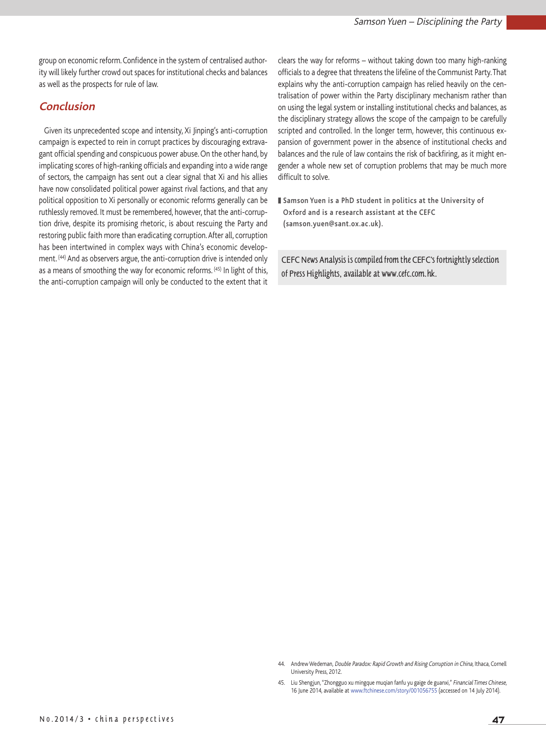group on economic reform. Confidence in the system of centralised authority will likely further crowd out spaces for institutional checks and balances as well as the prospects for rule of law.

## Conclusion

Given its unprecedented scope and intensity, Xi Jinping's anti-corruption campaign is expected to rein in corrupt practices by discouraging extravagant official spending and conspicuous power abuse. On the other hand, by implicating scores of high-ranking officials and expanding into a wide range of sectors, the campaign has sent out a clear signal that Xi and his allies have now consolidated political power against rival factions, and that any political opposition to Xi personally or economic reforms generally can be ruthlessly removed. It must be remembered, however, that the anti-corruption drive, despite its promising rhetoric, is about rescuing the Party and restoring public faith more than eradicating corruption. After all, corruption has been intertwined in complex ways with China's economic development.[44] And as observers argue, the anti-corruption drive is intended only as a means of smoothing the way for economic reforms.[45] In light of this, the anti-corruption campaign will only be conducted to the extent that it clears the way for reforms – without taking down too many high-ranking officials to a degree that threatens the lifeline of the Communist Party. That explains why the anti-corruption campaign has relied heavily on the centralisation of power within the Party disciplinary mechanism rather than on using the legal system or installing institutional checks and balances, as the disciplinary strategy allows the scope of the campaign to be carefully scripted and controlled. In the longer term, however, this continuous expansion of government power in the absence of institutional checks and balances and the rule of law contains the risk of backfiring, as it might engender a whole new set of corruption problems that may be much more difficult to solve.

**Samson Yuen is a PhD student in politics at the University of Oxford and is a research assistant at the CEFC (samson.yuen@sant.ox.ac.uk).**

CEFC News Analysis is compiled from the CEFC's fortnightly selection of Press Highlights, available at www.cefc.com.hk.

44. Andrew Wedeman, *Double Paradox: Rapid Growth and Rising Corruption in China*, Ithaca, Cornell University Press, 2012.

45. Liu Shengjun, "Zhongguo xu mingque muqian fanfu yu gaige de guanxi," *Financial Times Chinese*, 16 June 2014, available at www.ftchinese.com/story/001056755 (accessed on 14 July 2014).